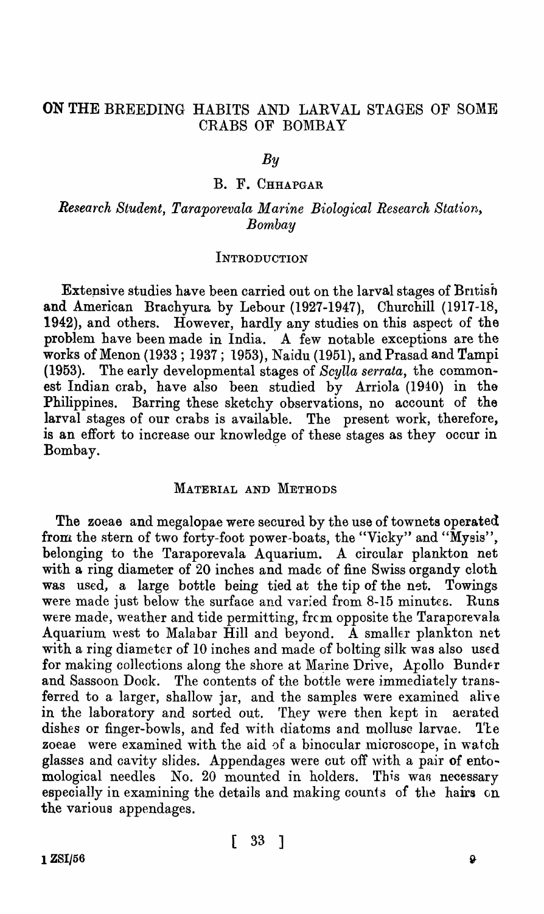# ON THE BREEDING HABITS AND LARVAL STAGES OF SOME CRABS OF BOMBAY

*By*

B. F. CHHAPGAR

*Research Student, Taraporevala Marine Biological Research Station, Bombay*

## INTRODUCTION

Extensive studies have been carried out on the larval stages of British and American Brachyura by Lebour (1927-1947), Churchill (1917-18, 1942), and others. However, hardly any studies on this aspect of the problem have been made in India. A few notable exceptions are the works of Menon (1933 ; 1937 ; 1953), Naidu (1951), and Prasad and Tampi (1953). The early developmental stages of *Scylla serrata*, the commonest Indian crab, have also been studied by Arriola (1940) in the Philippines. Barring these sketchy observations, no account of the larval stages of our crabs is available. The present work, therefore, is an effort to increase our knowledge of these stages as they occur in Bombay.

## MATERIAL AND METHODS

The zoeae and megalopae were secured by the use of townets operated from the stern of two forty-foot power-boats, the "Vicky" and "Mysis", belonging to the Taraporevala Aquarium. A circular plankton net with a ring diameter of 20 inches and made of fine Swiss organdy cloth was used, a large bottle being tied at the tip of the net. Towings were made just below the surface and varied from 8-15 minutes. Runs were made, weather and tide permitting, from opposite the Taraporevala Aquarium west to Malabar Hill and beyond. A smaller plankton net with a ring diameter of 10 inches and made of bolting silk was also used for making collections along the shore at Marine Drive, Apollo Bunder and Sassoon Dock. The contents of the bottle were immediately transferred to a larger, shallow jar, and the samples were examined alive in the laboratory and sorted out. They were then kept in aerated dishes or finger-bowls, and fed with diatoms and mollusc larvae. The zoeae were examined with the aid of a binocular microscope, in watch glasses and cavity slides. Appendages were cut off with a pair of entomological needles No. 20 mounted in holders. This was necessary especially in examining the details and making counts of the hairs on the various appendages.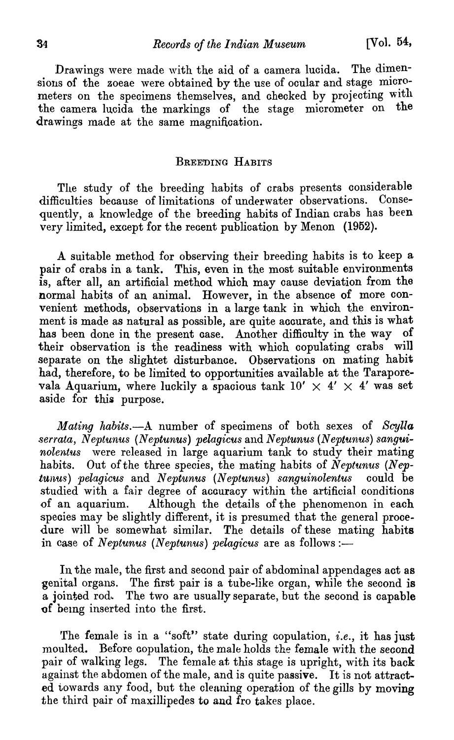Drawings were made with the aid of a camera lucida. The dimensions of the zoeae were obtained by the use of ocular and stage micrometers on the specimens themselves, and checked by projecting with the camera lucida the markings of the stage micrometer on the drawings made at the same magnification.

## BREEDING HABITS

The study of the breeding habits of crabs presents considerable difficulties because of limitations of underwater observations. Consequently, a knowledge of the breeding habits of Indian crabs has been very limited, except for the recent publication by Menon (1952).

A suitable method for observing their breeding habits is to keep a pair of crabs in a tank. This, even in the most suitable environments is, after all, an artificial method which may cause deviation from the normal habits of an animal. However, in the absence of more convenient methods, observations in a large tank in which the environment is made as natural as possible, are quite accurate, and this is what has been done in the present case. Another difficulty in the way of their observation is the readiness with which copulating crabs will separate on the slightet disturbance. Observations on mating habit had, therefore, to be limited to opportunities available at the Taraporevala Aquarium, where luckily a spacious tank 10′ × 4′ × 4′ was set aside for this purpose.

*Mating habits.*—A number of specimens of both sexes of *Scylla serrata*, *Neptunus (Neptunus) pelagicus* and *Neptunus (Neptunus) sanguinolentus* were released in large aquarium tank to study their mating habits. Out of the three species, the mating habits of *Neptunus (Neptunus) pelagicus* and *Neptunus (Neptunus) sanguinolentus* could be studied with a fair degree of accuracy within the artificial conditions of an aquarium. Although the details of the phenomenon in each species may be slightly different, it is presumed that the general procedure will be somewhat similar. The details of these mating habits in case of *Neptunus (Neptunus) pelagicus* are as follows :—

In the male, the first and second pair of abdominal appendages act as genital organs. The first pair is a tube-like organ, while the second is a jointed rod. The two are usually separate, but the second is capable of being inserted into the first.

The female is in a "soft" state during copulation, *i.e.*, it has just moulted. Before copulation, the male holds the female with the second pair of walking legs. The female at this stage is upright, with its back against the abdomen of the male, and is quite passive. It is not attracted towards any food, but the cleaning operation of the gills by moving the third pair of maxillipedes to and fro takes place.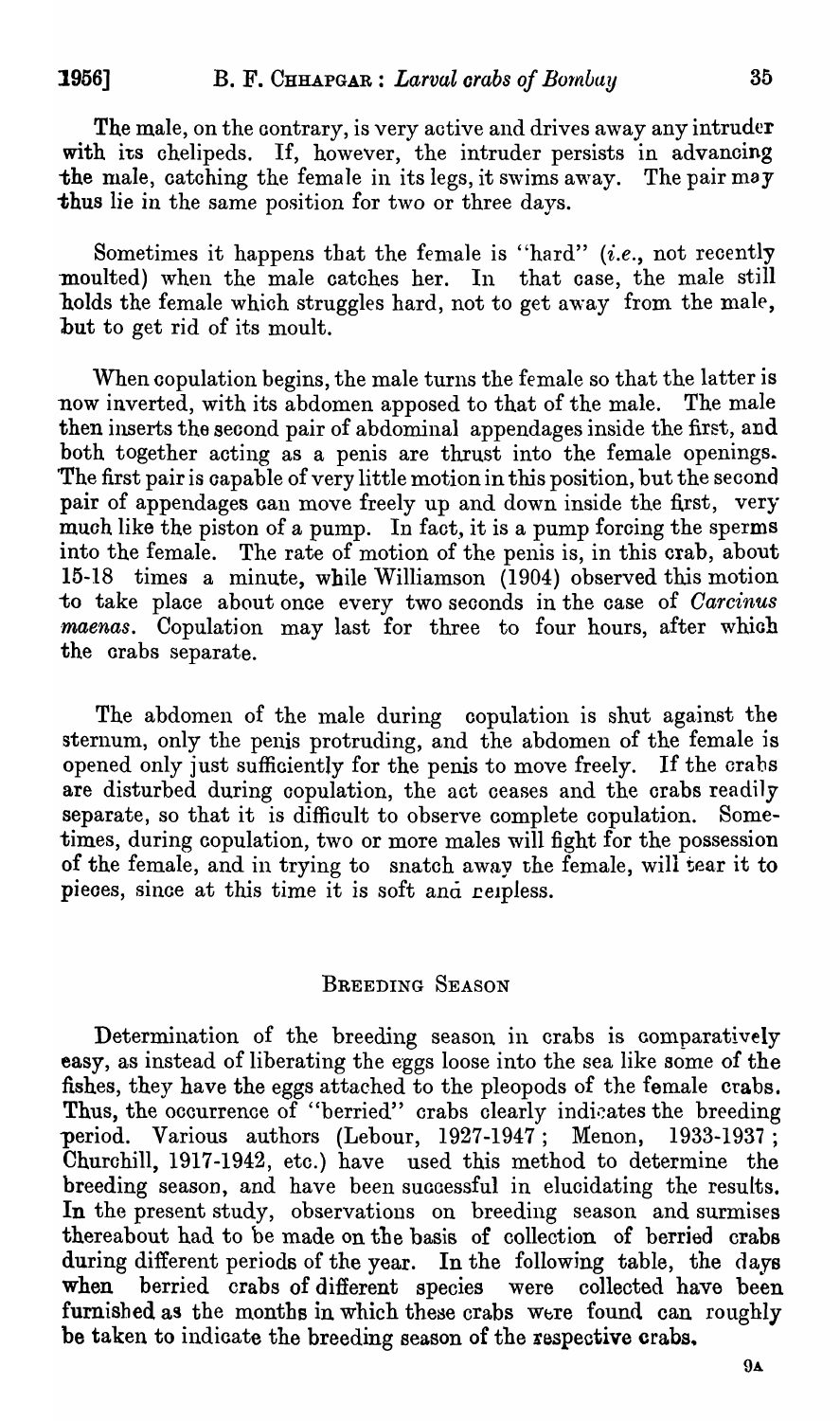The male, on the contrary, is very active and drives away any intruder with its chelipeds. If, however, the intruder persists in advancing the male, catching the female in its legs, it swims away. The pair may thus lie in the same position for two or three days.

Sometimes it happens that the female is "hard" (*i.e.*, not recently moulted) when the male catches her. In that case, the male still holds the female which struggles hard, not to get away from the male, but to get rid of its moult.

When copulation begins, the male turns the female so that the latter is now inverted, with its abdomen apposed to that of the male. The male then inserts the second pair of abdominal appendages inside the first, and both together acting as a penis are thrust into the female openings. The first pair is capable of very little motion in this position, but the second pair of appendages can move freely up and down inside the first, very much like the piston of a pump. In fact, it is a pump forcing the sperms into the female. The rate of motion of the penis is, in this crab, about 15-18 times a minute, while Williamson (1904) observed this motion to take place about once every two seconds in the case of *Carcinus maenas*. Copulation may last for three to four hours, after which the crabs separate.

The abdomen of the male during copulation is shut against the sternum, only the penis protruding, and the abdomen of the female is opened only just sufficiently for the penis to move freely. If the crabs are disturbed during copulation, the act ceases and the crabs readily separate, so that it is difficult to observe complete copulation. Sometimes, during copulation, two or more males will fight for the possession of the female, and in trying to snatch away the female, will tear it to pieces, since at this time it is soft and helpless.

## BREEDING SEASON

Determination of the breeding season in crabs is comparatively easy, as instead of liberating the eggs loose into the sea like some of the fishes, they have the eggs attached to the pleopods of the female crabs. Thus, the occurrence of "berried" crabs clearly indicates the breeding period. Various authors (Lebour, 1927-1947; Menon, 1933-1937; Churchill, 1917-1942, etc.) have used this method to determine the breeding season, and have been successful in elucidating the results. In the present study, observations on breeding season and surmises thereabout had to be made on the basis of collection of berried crabs during different periods of the year. In the following table, the days when berried crabs of different species were collected have been furnished as the months in which these crabs were found can roughly be taken to indicate the breeding season of the respective crabs.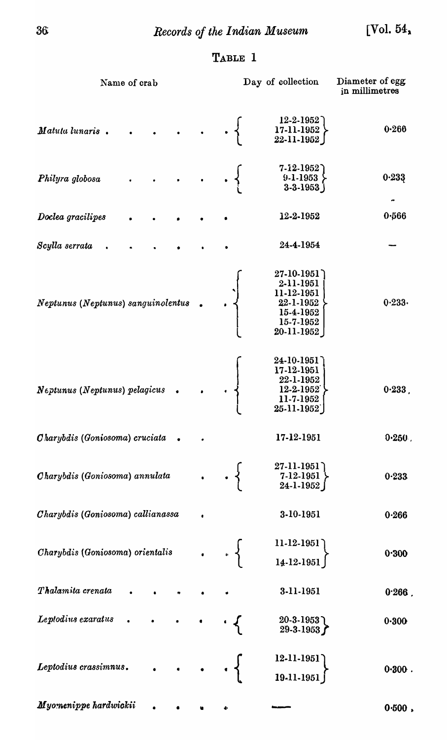TABLE 1

| Name of crab | Day of collection | Diameter of egg in millimetres |
|---|---|---|
| *Matuta lunaris* | 12-2-1952, 17-11-1952, 22-11-1952 | 0·266 |
| *Philyra globosa* | 7-12-1952, 9-1-1953, 3-3-1953 | 0·233 |
| *Doclea gracilipes* | 12-2-1952 | 0·566 |
| *Scylla serrata* | 24-4-1954 | — |
| *Neptunus (Neptunus) sanguinolentus* | 27-10-1951, 2-11-1951, 11-12-1951, 22-1-1952, 15-4-1952, 15-7-1952, 20-11-1952 | 0·233 |
| *Neptunus (Neptunus) pelagicus* | 24-10-1951, 17-12-1951, 22-1-1952, 12-2-1952, 11-7-1952, 25-11-1952 | 0·233 |
| *Charybdis (Goniosoma) cruciata* | 17-12-1951 | 0·250 |
| *Charybdis (Goniosoma) annulata* | 27-11-1951, 7-12-1951, 24-1-1952 | 0·233 |
| *Charybdis (Goniosoma) callianassa* | 3-10-1951 | 0·266 |
| *Charybdis (Goniosoma) orientalis* | 11-12-1951, 14-12-1951 | 0·300 |
| *Thalamita crenata* | 3-11-1951 | 0·266 |
| *Leptodius exaratus* | 20-3-1953, 29-3-1953 | 0·300 |
| *Leptodius crassimnus* | 12-11-1951, 19-11-1951 | 0·300 |
| *Myomenippe hardwickii* | — | 0·500 |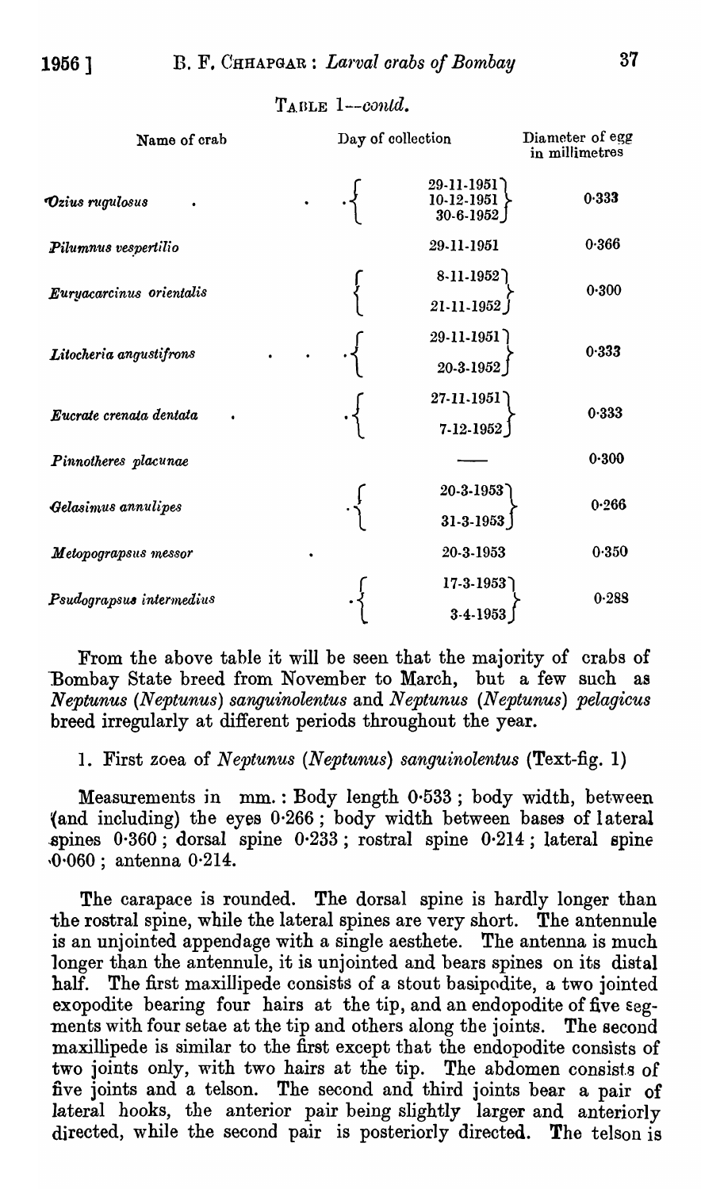TABLE 1—*contd.*

| Name of crab | Day of collection | Diameter of egg in millimetres |
|---|---|---|
| *Ozius rugulosus* | 29-11-1951, 10-12-1951, 30-6-1952 | 0·333 |
| *Pilumnus vespertilio* | 29-11-1951 | 0·366 |
| *Euryacarcinus orientalis* | 8-11-1952, 21-11-1952 | 0·300 |
| *Litocheria angustifrons* | 29-11-1951, 20-3-1952 | 0·333 |
| *Eucrate crenata dentata* | 27-11-1951, 7-12-1952 | 0·333 |
| *Pinnotheres placunae* | —— | 0·300 |
| *Gelasimus annulipes* | 20-3-1953, 31-3-1953 | 0·266 |
| *Metopograpsus messor* | 20-3-1953 | 0·350 |
| *Psudograpsus intermedius* | 17-3-1953, 3-4-1953 | 0·288 |

From the above table it will be seen that the majority of crabs of Bombay State breed from November to March, but a few such as *Neptunus (Neptunus) sanguinolentus* and *Neptunus (Neptunus) pelagicus* breed irregularly at different periods throughout the year.

1. First zoea of *Neptunus (Neptunus) sanguinolentus* (Text-fig. 1)

Measurements in mm.: Body length 0·533; body width, between (and including) the eyes 0·266; body width between bases of lateral spines 0·360; dorsal spine 0·233; rostral spine 0·214; lateral spine 0·060; antenna 0·214.

The carapace is rounded. The dorsal spine is hardly longer than the rostral spine, while the lateral spines are very short. The antennule is an unjointed appendage with a single aesthete. The antenna is much longer than the antennule, it is unjointed and bears spines on its distal half. The first maxillipede consists of a stout basipodite, a two jointed exopodite bearing four hairs at the tip, and an endopodite of five segments with four setae at the tip and others along the joints. The second maxillipede is similar to the first except that the endopodite consists of two joints only, with two hairs at the tip. The abdomen consists of five joints and a telson. The second and third joints bear a pair of lateral hooks, the anterior pair being slightly larger and anteriorly directed, while the second pair is posteriorly directed. The telson is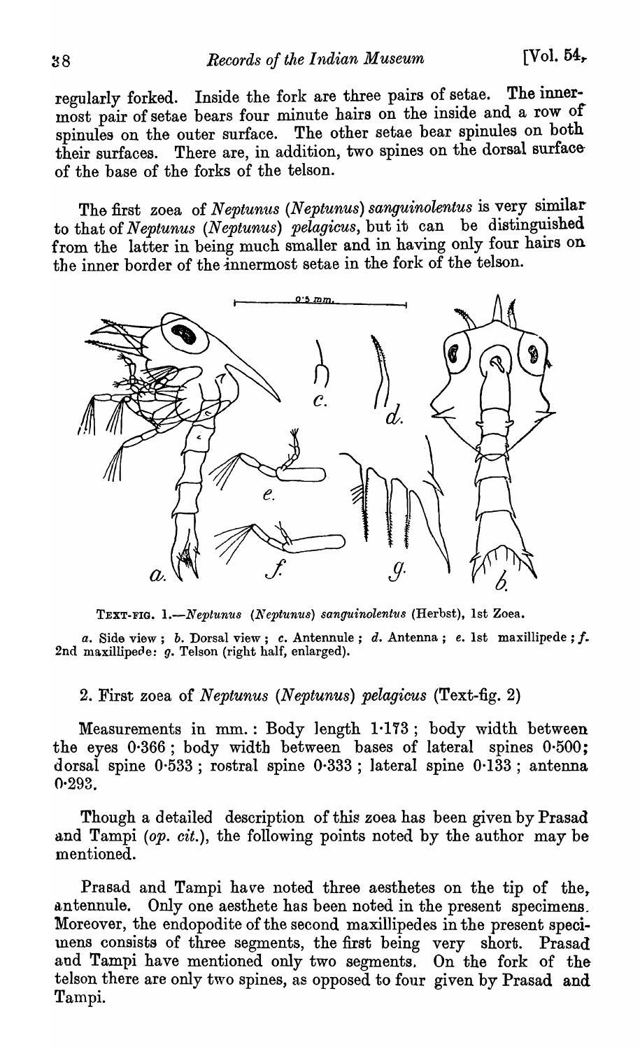regularly forked. Inside the fork are three pairs of setae. The innermost pair of setae bears four minute hairs on the inside and a row of spinules on the outer surface. The other setae bear spinules on both their surfaces. There are, in addition, two spines on the dorsal surface of the base of the forks of the telson.

The first zoea of *Neptunus (Neptunus) sanguinolentus* is very similar to that of *Neptunus (Neptunus) pelagicus*, but it can be distinguished from the latter in being much smaller and in having only four hairs on the inner border of the innermost setae in the fork of the telson.

TEXT-FIG. 1.—*Neptunus (Neptunus) sanguinolentus* (Herbst), 1st Zoea.

*a*. Side view; *b*. Dorsal view; *c*. Antennule; *d*. Antenna; *e*. 1st maxillipede; *f*. 2nd maxillipede: *g*. Telson (right half, enlarged).

2. First zoea of *Neptunus (Neptunus) pelagicus* (Text-fig. 2)

Measurements in mm.: Body length 1·173; body width between the eyes 0·366; body width between bases of lateral spines 0·500; dorsal spine 0·533; rostral spine 0·333; lateral spine 0·133; antenna 0·293.

Though a detailed description of this zoea has been given by Prasad and Tampi (*op. cit.*), the following points noted by the author may be mentioned.

Prasad and Tampi have noted three aesthetes on the tip of the antennule. Only one aesthete has been noted in the present specimens. Moreover, the endopodite of the second maxillipedes in the present specimens consists of three segments, the first being very short. Prasad and Tampi have mentioned only two segments. On the fork of the telson there are only two spines, as opposed to four given by Prasad and Tampi.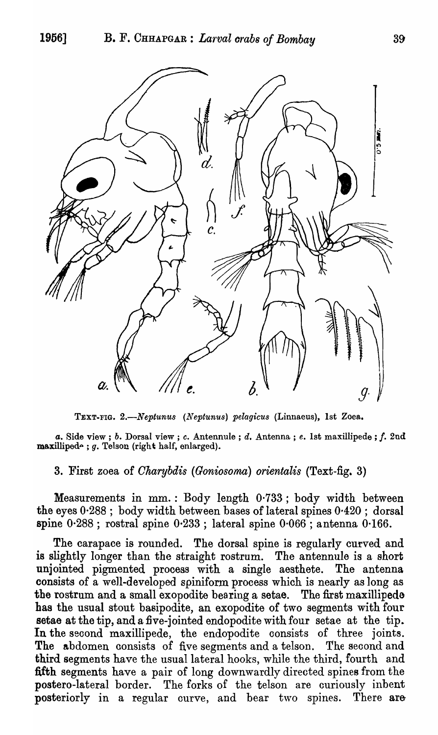TEXT-FIG. 2.—*Neptunus (Neptunus) pelagicus* (Linnaeus), 1st Zoea.

*a.* Side view ; *b.* Dorsal view ; *c.* Antennule ; *d.* Antenna ; *e.* 1st maxillipede ; *f.* 2nd maxillipede ; *g.* Telson (right half, enlarged).

3. First zoea of *Charybdis (Goniosoma) orientalis* (Text-fig. 3)

Measurements in mm. : Body length 0·733 ; body width between the eyes 0·288 ; body width between bases of lateral spines 0·420 ; dorsal spine 0·288 ; rostral spine 0·233 ; lateral spine 0·066 ; antenna 0·166.

The carapace is rounded. The dorsal spine is regularly curved and is slightly longer than the straight rostrum. The antennule is a short unjointed pigmented process with a single aesthete. The antenna consists of a well-developed spiniform process which is nearly as long as the rostrum and a small exopodite bearing a setae. The first maxillipede has the usual stout basipodite, an exopodite of two segments with four setae at the tip, and a five-jointed endopodite with four setae at the tip. In the second maxillipede, the endopodite consists of three joints. The abdomen consists of five segments and a telson. The second and third segments have the usual lateral hooks, while the third, fourth and fifth segments have a pair of long downwardly directed spines from the postero-lateral border. The forks of the telson are curiously inbent posteriorly in a regular curve, and bear two spines. There are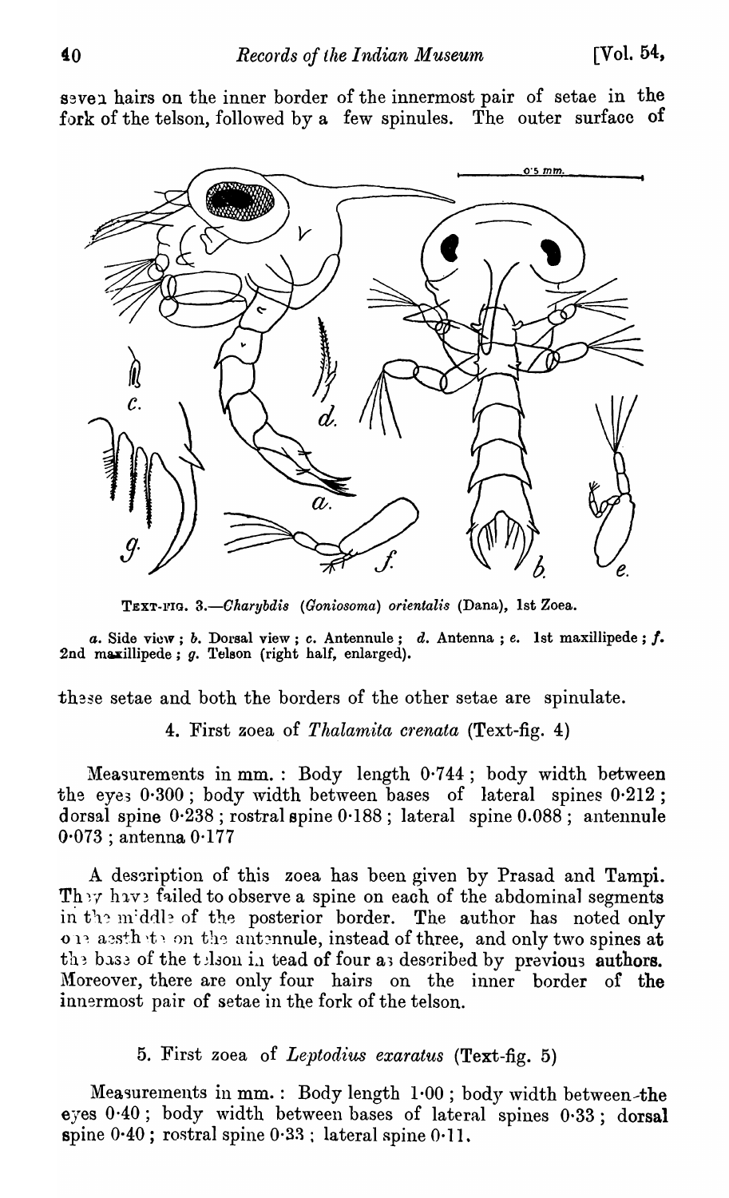seven hairs on the inner border of the innermost pair of setae in the fork of the telson, followed by a few spinules. The outer surface of

TEXT-FIG. 3.—*Charybdis* (*Goniosoma*) *orientalis* (Dana), 1st Zoea.

*a.* Side view ; *b.* Dorsal view ; *c.* Antennule ; *d.* Antenna ; *e.* 1st maxillipede ; *f.* 2nd maxillipede ; *g.* Telson (right half, enlarged).

these setae and both the borders of the other setae are spinulate.

4. First zoea of *Thalamita crenata* (Text-fig. 4)

Measurements in mm. : Body length 0·744 ; body width between the eyes 0·300 ; body width between bases of lateral spines 0·212 ; dorsal spine 0·238 ; rostral spine 0·188 ; lateral spine 0.088 ; antennule 0·073 ; antenna 0·177

A description of this zoea has been given by Prasad and Tampi. They have failed to observe a spine on each of the abdominal segments in the middle of the posterior border. The author has noted only one aesthete on the antennule, instead of three, and only two spines at the base of the telson instead of four as described by previous authors. Moreover, there are only four hairs on the inner border of the innermost pair of setae in the fork of the telson.

5. First zoea of *Leptodius exaratus* (Text-fig. 5)

Measurements in mm. : Body length 1·00 ; body width between the eyes 0·40 ; body width between bases of lateral spines 0·33 ; dorsal spine 0·40 ; rostral spine 0·33 ; lateral spine 0·11.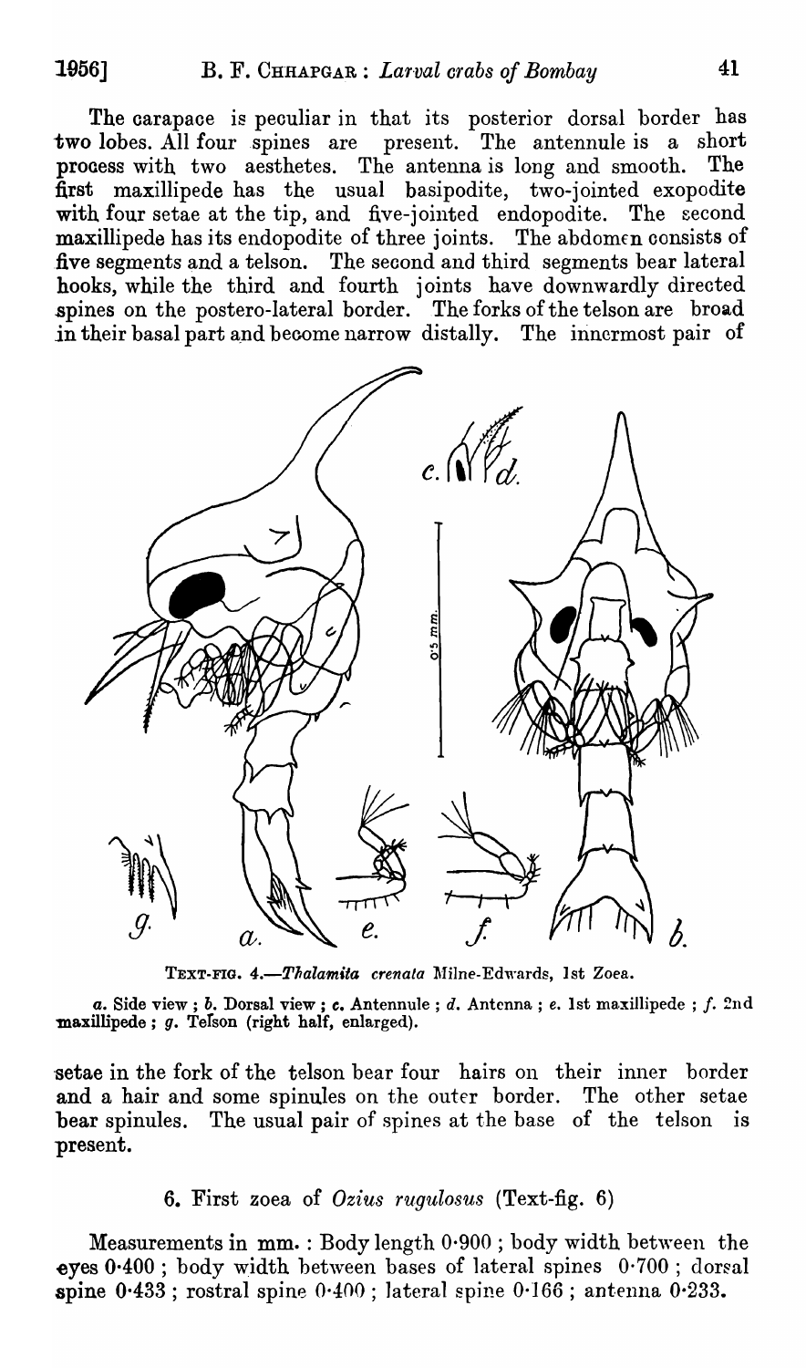The carapace is peculiar in that its posterior dorsal border has two lobes. All four spines are present. The antennule is a short process with two aesthetes. The antenna is long and smooth. The first maxillipede has the usual basipodite, two-jointed exopodite with four setae at the tip, and five-jointed endopodite. The second maxillipede has its endopodite of three joints. The abdomen consists of five segments and a telson. The second and third segments bear lateral hooks, while the third and fourth joints have downwardly directed spines on the postero-lateral border. The forks of the telson are broad in their basal part and become narrow distally. The innermost pair of

TEXT-FIG. 4.—*Thalamita crenata* Milne-Edwards, 1st Zoea.

*a.* Side view ; *b.* Dorsal view ; *c.* Antennule ; *d.* Antenna ; *e.* 1st maxillipede ; *f.* 2nd maxillipede ; *g.* Telson (right half, enlarged).

setae in the fork of the telson bear four hairs on their inner border and a hair and some spinules on the outer border. The other setae bear spinules. The usual pair of spines at the base of the telson is present.

### 6. First zoea of *Ozius rugulosus* (Text-fig. 6)

Measurements in mm. : Body length 0·900 ; body width between the eyes 0·400 ; body width between bases of lateral spines 0·700 ; dorsal spine 0·433 ; rostral spine 0·400 ; lateral spine 0·166 ; antenna 0·233.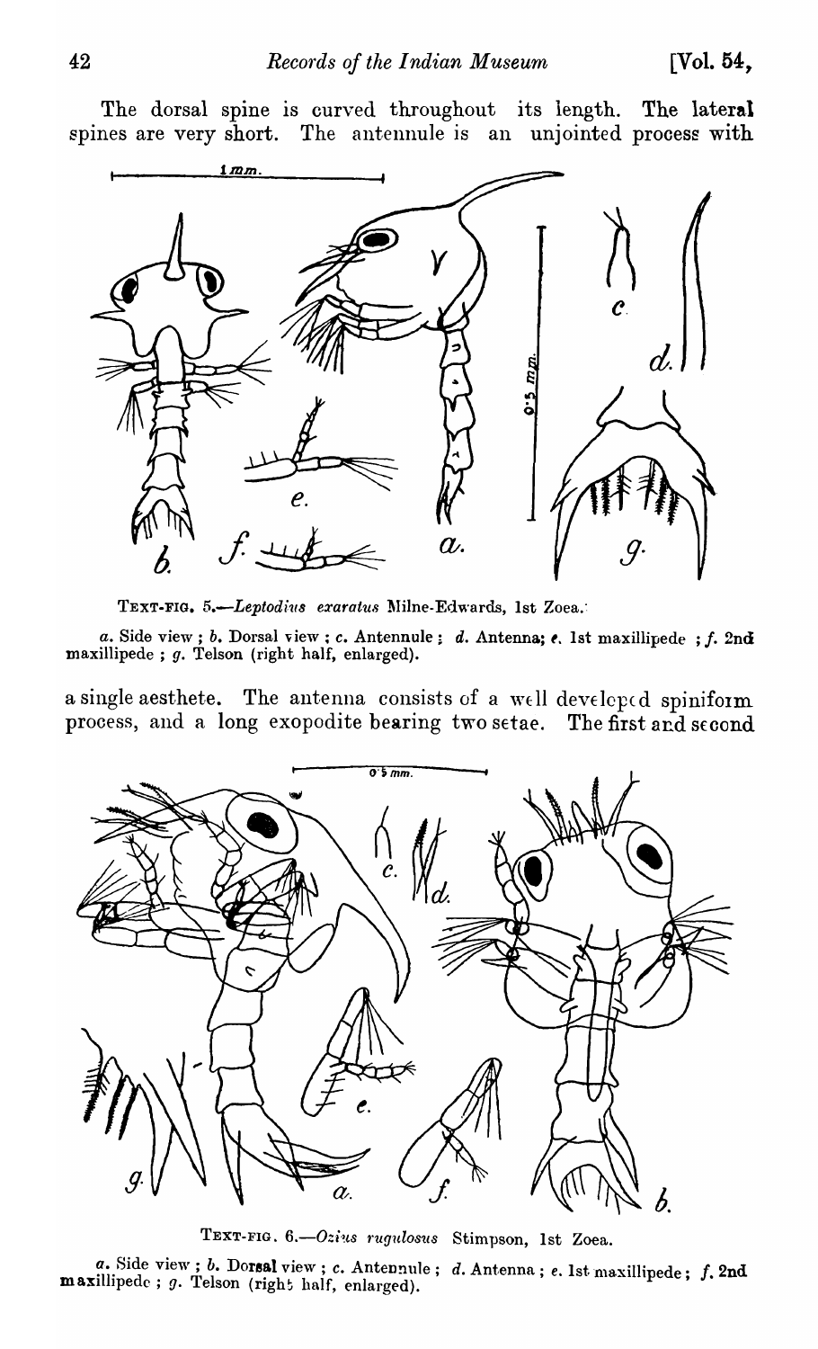The dorsal spine is curved throughout its length. The lateral spines are very short. The antennule is an unjointed process with

TEXT-FIG. 5.—*Leptodius exaratus* Milne-Edwards, 1st Zoea.

*a.* Side view ; *b.* Dorsal view ; *c.* Antennule ; *d.* Antenna; *e.* 1st maxillipede ; *f.* 2nd maxillipede ; *g.* Telson (right half, enlarged).

a single aesthete. The antenna consists of a well developed spiniform process, and a long exopodite bearing two setae. The first and second

TEXT-FIG. 6.—*Ozius rugulosus* Stimpson, 1st Zoea.

*a.* Side view ; *b.* Dorsal view ; *c.* Antennule ; *d.* Antenna ; *e.* 1st maxillipede ; *f.* 2nd maxillipede ; *g.* Telson (right half, enlarged).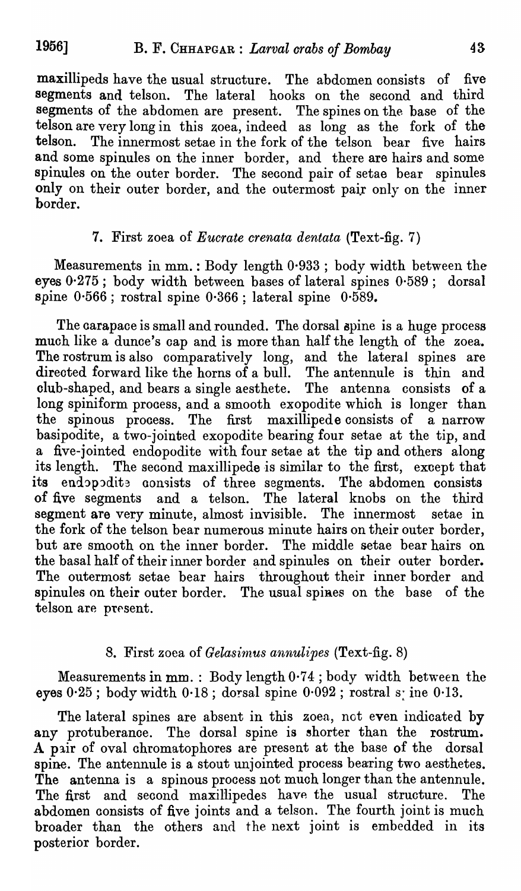maxillipeds have the usual structure. The abdomen consists of five segments and telson. The lateral hooks on the second and third segments of the abdomen are present. The spines on the base of the telson are very long in this zoea, indeed as long as the fork of the telson. The innermost setae in the fork of the telson bear five hairs and some spinules on the inner border, and there are hairs and some spinules on the outer border. The second pair of setae bear spinules only on their outer border, and the outermost pair only on the inner border.

### 7. First zoea of *Eucrate crenata dentata* (Text-fig. 7)

Measurements in mm.: Body length 0·933 ; body width between the eyes 0·275 ; body width between bases of lateral spines 0·589 ; dorsal spine 0·566 ; rostral spine 0·366 ; lateral spine 0·589.

The carapace is small and rounded. The dorsal spine is a huge process much like a dunce's cap and is more than half the length of the zoea. The rostrum is also comparatively long, and the lateral spines are directed forward like the horns of a bull. The antennule is thin and club-shaped, and bears a single aesthete. The antenna consists of a long spiniform process, and a smooth exopodite which is longer than the spinous process. The first maxillipede consists of a narrow basipodite, a two-jointed exopodite bearing four setae at the tip, and a five-jointed endopodite with four setae at the tip and others along its length. The second maxillipede is similar to the first, except that its endopodite consists of three segments. The abdomen consists of five segments and a telson. The lateral knobs on the third segment are very minute, almost invisible. The innermost setae in the fork of the telson bear numerous minute hairs on their outer border, but are smooth on the inner border. The middle setae bear hairs on the basal half of their inner border and spinules on their outer border. The outermost setae bear hairs throughout their inner border and spinules on their outer border. The usual spines on the base of the telson are present.

### 8. First zoea of *Gelasimus annulipes* (Text-fig. 8)

Measurements in mm.: Body length 0·74 ; body width between the eyes 0·25 ; body width 0·18 ; dorsal spine 0·092 ; rostral spine 0·13.

The lateral spines are absent in this zoea, not even indicated by any protuberance. The dorsal spine is shorter than the rostrum. A pair of oval chromatophores are present at the base of the dorsal spine. The antennule is a stout unjointed process bearing two aesthetes. The antenna is a spinous process not much longer than the antennule. The first and second maxillipedes have the usual structure. The abdomen consists of five joints and a telson. The fourth joint is much broader than the others and the next joint is embedded in its posterior border.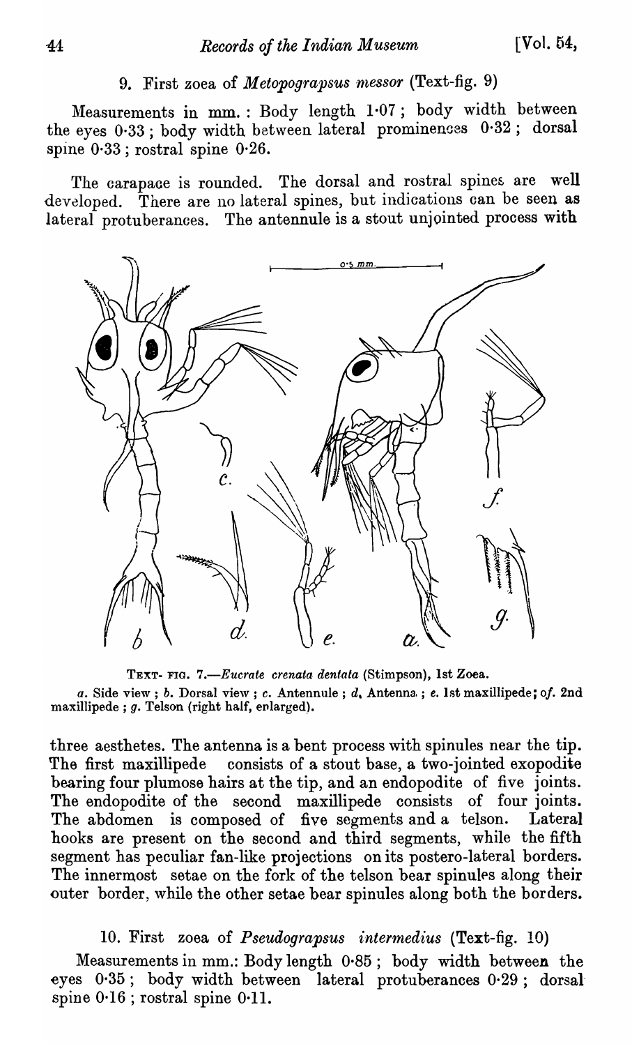9. First zoea of *Metopograpsus messor* (Text-fig. 9)

Measurements in mm. : Body length 1·07 ; body width between the eyes 0·33 ; body width between lateral prominences 0·32 ; dorsal spine 0·33 ; rostral spine 0·26.

The carapace is rounded. The dorsal and rostral spines are well developed. There are no lateral spines, but indications can be seen as lateral protuberances. The antennule is a stout unjointed process with three aesthetes. The antenna is a bent process with spinules near the tip. The first maxillipede consists of a stout base, a two-jointed exopodite bearing four plumose hairs at the tip, and an endopodite of five joints. The endopodite of the second maxillipede consists of four joints. The abdomen is composed of five segments and a telson. Lateral hooks are present on the second and third segments, while the fifth segment has peculiar fan-like projections on its postero-lateral borders. The innermost setae on the fork of the telson bear spinules along their outer border, while the other setae bear spinules along both the borders.

TEXT-FIG. 7.—*Eucrate crenata dentata* (Stimpson), 1st Zoea.
*a*. Side view ; *b*. Dorsal view ; *c*. Antennule ; *d*, Antenna ; *e*. 1st maxillipede; *f*. 2nd maxillipede ; *g*. Telson (right half, enlarged).

10. First zoea of *Pseudograpsus intermedius* (Text-fig. 10)

Measurements in mm.: Body length 0·85 ; body width between the eyes 0·35 ; body width between lateral protuberances 0·29 ; dorsal spine 0·16 ; rostral spine 0·11.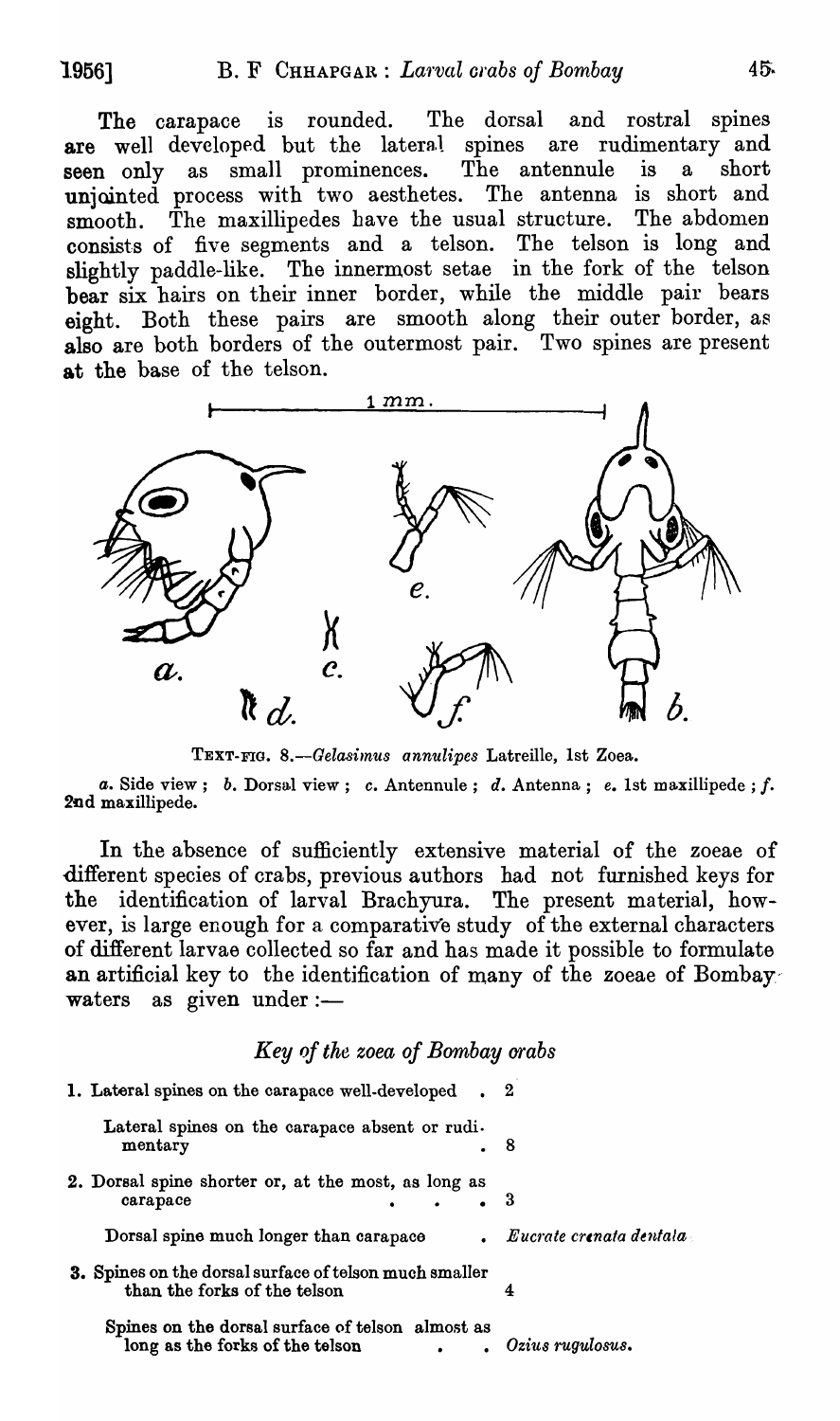The carapace is rounded. The dorsal and rostral spines are well developed but the lateral spines are rudimentary and seen only as small prominences. The antennule is a short unjointed process with two aesthetes. The antenna is short and smooth. The maxillipedes have the usual structure. The abdomen consists of five segments and a telson. The telson is long and slightly paddle-like. The innermost setae in the fork of the telson bear six hairs on their inner border, while the middle pair bears eight. Both these pairs are smooth along their outer border, as also are both borders of the outermost pair. Two spines are present at the base of the telson.

TEXT-FIG. 8.—*Gelasimus annulipes* Latreille, 1st Zoea.

*a*. Side view ; *b*. Dorsal view ; *c*. Antennule ; *d*. Antenna ; *e*. 1st maxillipede ; *f*. 2nd maxillipede.

In the absence of sufficiently extensive material of the zoeae of different species of crabs, previous authors had not furnished keys for the identification of larval Brachyura. The present material, however, is large enough for a comparative study of the external characters of different larvae collected so far and has made it possible to formulate an artificial key to the identification of many of the zoeae of Bombay waters as given under :—

### *Key of the zoea of Bombay crabs*

1. Lateral spines on the carapace well-developed . 2

   Lateral spines on the carapace absent or rudimentary . 8

2. Dorsal spine shorter or, at the most, as long as carapace . . . 3

   Dorsal spine much longer than carapace . *Eucrate crenata dentata*

3. Spines on the dorsal surface of telson much smaller than the forks of the telson 4

   Spines on the dorsal surface of telson almost as long as the forks of the telson . . *Ozius rugulosus*.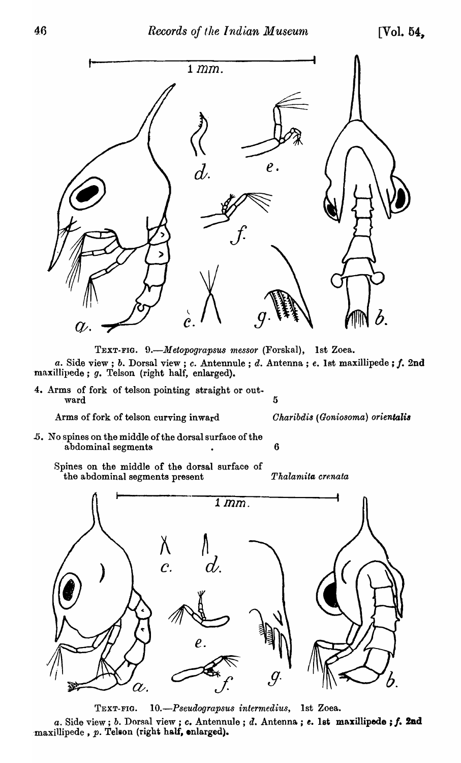TEXT-FIG. 9.—*Metopograpsus messor* (Forskal), 1st Zoea.

*a*. Side view ; *b*. Dorsal view ; *c*. Antennule ; *d*. Antenna ; *e*. 1st maxillipede ; *f*. 2nd maxillipede ; *g*. Telson (right half, enlarged).

4. Arms of fork of telson pointing straight or outward ..... 5

   Arms of fork of telson curving inward ..... *Charibdis (Goniosoma) orientalis*

5. No spines on the middle of the dorsal surface of the abdominal segments ..... 6

   Spines on the middle of the dorsal surface of the abdominal segments present ..... *Thalamita crenata*

TEXT-FIG. 10.—*Pseudograpsus intermedius*, 1st Zoea.

*a*. Side view ; *b*. Dorsal view ; *c*. Antennule ; *d*. Antenna ; *e*. 1st maxillipede ; *f*. 2nd maxillipede , *p*. Telson (right half, enlarged).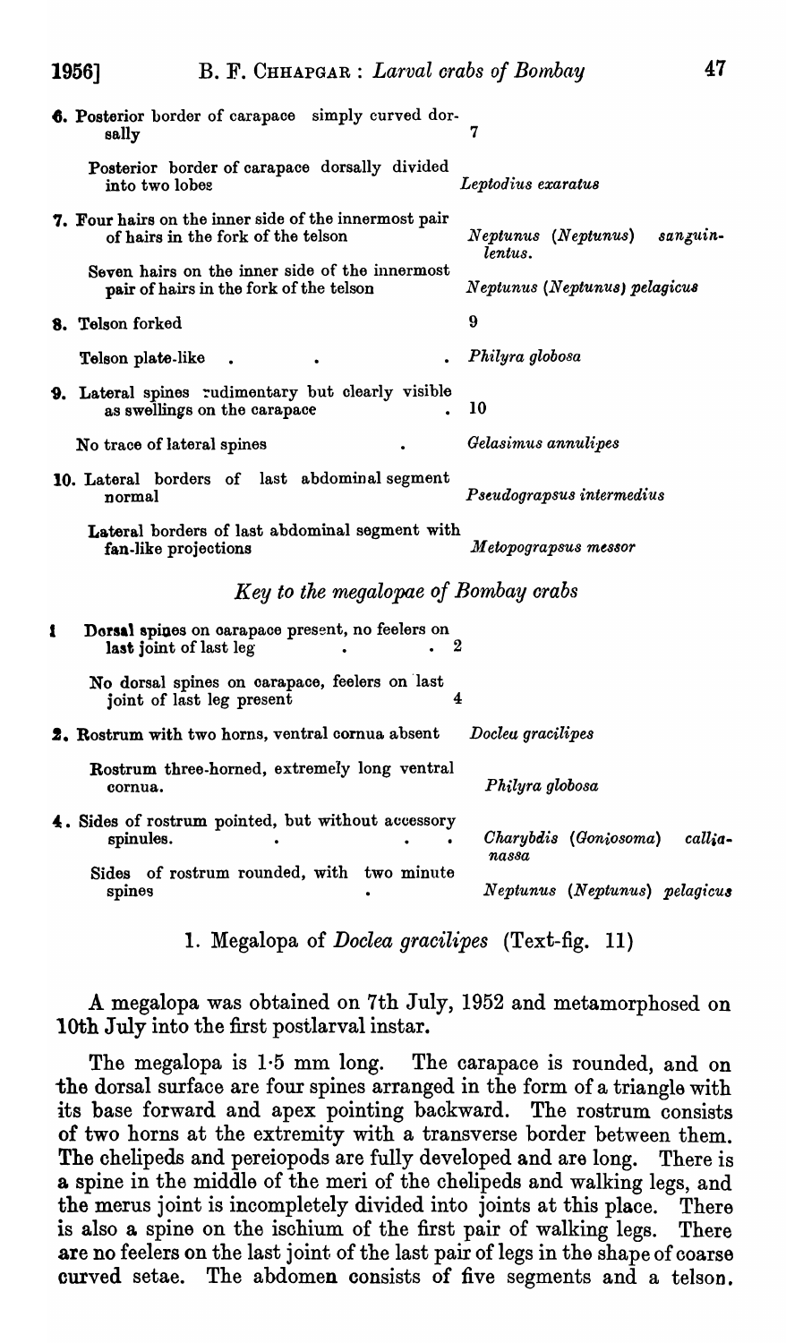| | |
|---|---|
| **6.** Posterior border of carapace simply curved dorsally | 7 |
| Posterior border of carapace dorsally divided into two lobes | *Leptodius exaratus* |
| **7.** Four hairs on the inner side of the innermost pair of hairs in the fork of the telson | *Neptunus (Neptunus) sanguinlentus.* |
| Seven hairs on the inner side of the innermost pair of hairs in the fork of the telson | *Neptunus (Neptunus) pelagicus* |
| **8.** Telson forked | 9 |
| Telson plate-like | *Philyra globosa* |
| **9.** Lateral spines rudimentary but clearly visible as swellings on the carapace | 10 |
| No trace of lateral spines | *Gelasimus annulipes* |
| **10.** Lateral borders of last abdominal segment normal | *Pseudograpsus intermedius* |
| Lateral borders of last abdominal segment with fan-like projections | *Metopograpsus messor* |

## *Key to the megalopae of Bombay crabs*

| | |
|---|---|
| **1** Dorsal spines on carapace present, no feelers on last joint of last leg | 2 |
| No dorsal spines on carapace, feelers on last joint of last leg present | 4 |
| **2.** Rostrum with two horns, ventral cornua absent | *Doclea gracilipes* |
| Rostrum three-horned, extremely long ventral cornua. | *Philyra globosa* |
| **4.** Sides of rostrum pointed, but without accessory spinules. | *Charybdis (Goniosoma) callianassa* |
| Sides of rostrum rounded, with two minute spines | *Neptunus (Neptunus) pelagicus* |

### 1. Megalopa of *Doclea gracilipes* (Text-fig. 11)

A megalopa was obtained on 7th July, 1952 and metamorphosed on 10th July into the first postlarval instar.

The megalopa is 1·5 mm long. The carapace is rounded, and on the dorsal surface are four spines arranged in the form of a triangle with its base forward and apex pointing backward. The rostrum consists of two horns at the extremity with a transverse border between them. The chelipeds and pereiopods are fully developed and are long. There is a spine in the middle of the meri of the chelipeds and walking legs, and the merus joint is incompletely divided into joints at this place. There is also a spine on the ischium of the first pair of walking legs. There are no feelers on the last joint of the last pair of legs in the shape of coarse curved setae. The abdomen consists of five segments and a telson.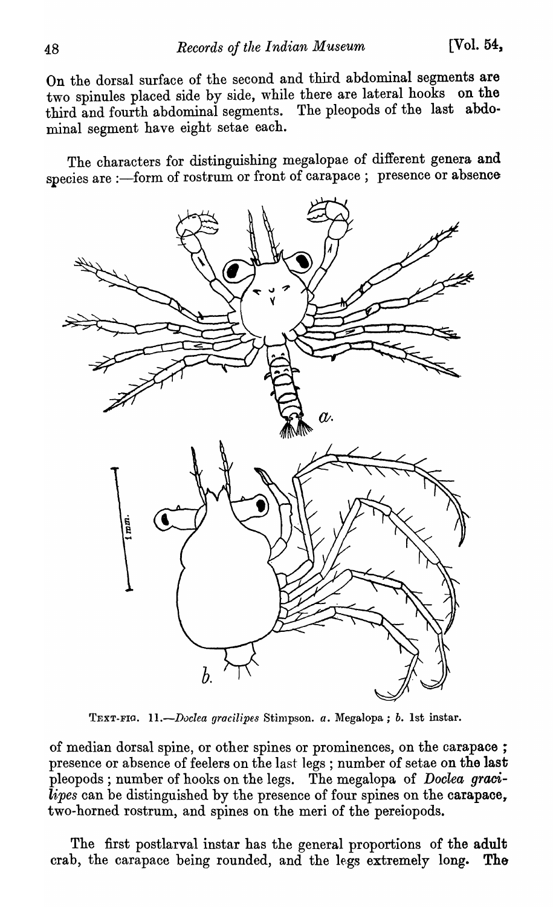On the dorsal surface of the second and third abdominal segments are two spinules placed side by side, while there are lateral hooks on the third and fourth abdominal segments. The pleopods of the last abdominal segment have eight setae each.

The characters for distinguishing megalopae of different genera and species are :—form of rostrum or front of carapace ; presence or absence of median dorsal spine, or other spines or prominences, on the carapace ; presence or absence of feelers on the last legs ; number of setae on the last pleopods ; number of hooks on the legs. The megalopa of *Doclea gracilipes* can be distinguished by the presence of four spines on the carapace, two-horned rostrum, and spines on the meri of the pereiopods.

TEXT-FIG. 11.—*Doclea gracilipes* Stimpson. *a*. Megalopa ; *b*. 1st instar.

The first postlarval instar has the general proportions of the adult crab, the carapace being rounded, and the legs extremely long. The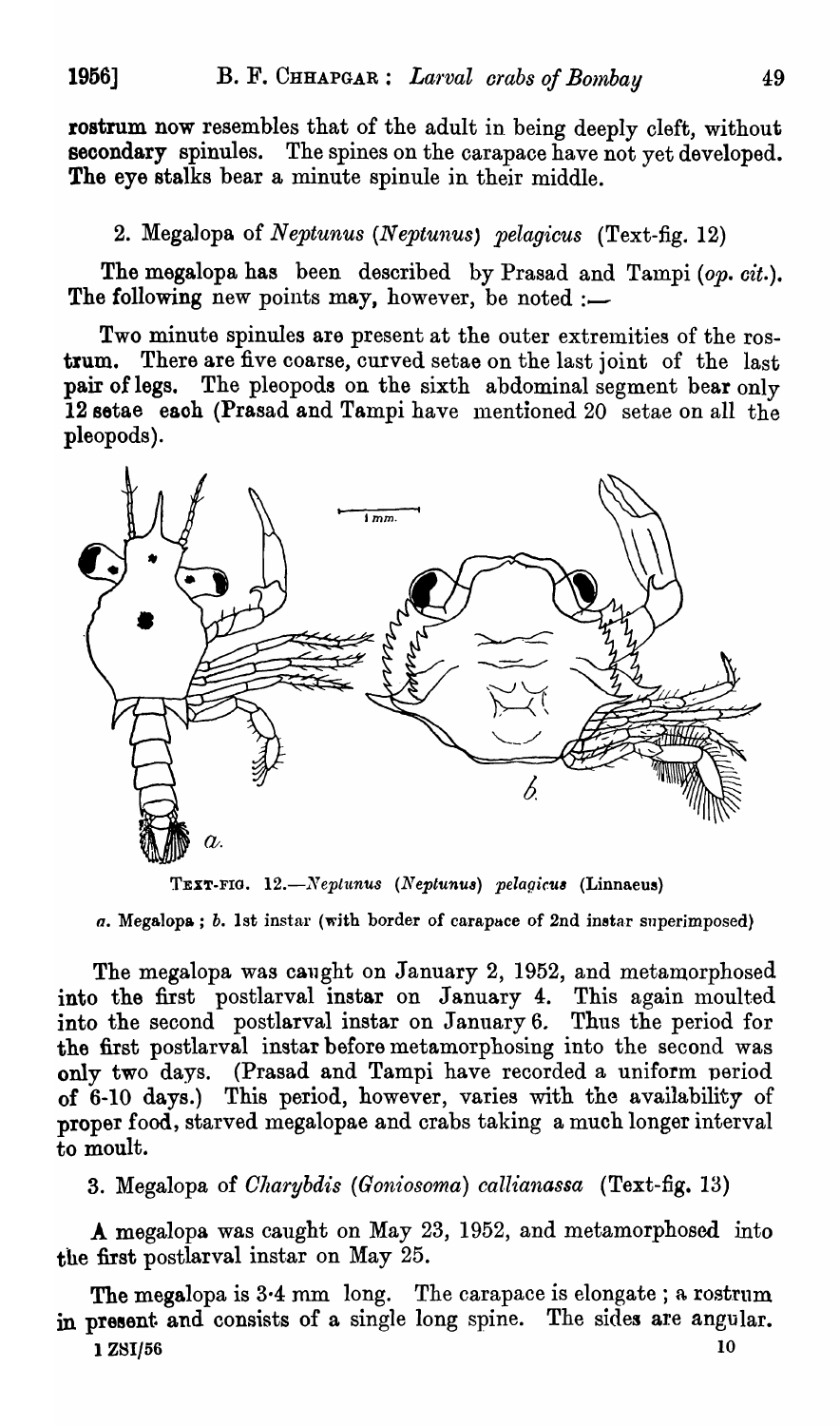rostrum now resembles that of the adult in being deeply cleft, without secondary spinules. The spines on the carapace have not yet developed. The eye stalks bear a minute spinule in their middle.

### 2. Megalopa of *Neptunus (Neptunus) pelagicus* (Text-fig. 12)

The megalopa has been described by Prasad and Tampi (*op. cit.*). The following new points may, however, be noted :—

Two minute spinules are present at the outer extremities of the rostrum. There are five coarse, curved setae on the last joint of the last pair of legs. The pleopods on the sixth abdominal segment bear only 12 setae each (Prasad and Tampi have mentioned 20 setae on all the pleopods).

TEXT-FIG. 12.—*Neptunus (Neptunus) pelagicus* (Linnaeus)

*a.* Megalopa ; *b.* 1st instar (with border of carapace of 2nd instar superimposed)

The megalopa was caught on January 2, 1952, and metamorphosed into the first postlarval instar on January 4. This again moulted into the second postlarval instar on January 6. Thus the period for the first postlarval instar before metamorphosing into the second was only two days. (Prasad and Tampi have recorded a uniform period of 6-10 days.) This period, however, varies with the availability of proper food, starved megalopae and crabs taking a much longer interval to moult.

### 3. Megalopa of *Charybdis (Goniosoma) callianassa* (Text-fig. 13)

A megalopa was caught on May 23, 1952, and metamorphosed into the first postlarval instar on May 25.

The megalopa is 3·4 mm long. The carapace is elongate ; a rostrum in present and consists of a single long spine. The sides are angular.

1 ZSI/56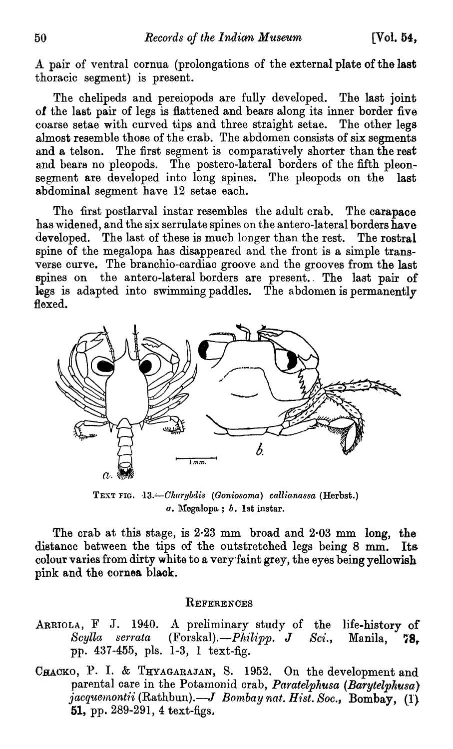A pair of ventral cornua (prolongations of the external plate of the last thoracic segment) is present.

The chelipeds and pereiopods are fully developed. The last joint of the last pair of legs is flattened and bears along its inner border five coarse setae with curved tips and three straight setae. The other legs almost resemble those of the crab. The abdomen consists of six segments and a telson. The first segment is comparatively shorter than the rest and bears no pleopods. The postero-lateral borders of the fifth pleon-segment are developed into long spines. The pleopods on the last abdominal segment have 12 setae each.

The first postlarval instar resembles the adult crab. The carapace has widened, and the six serrulate spines on the antero-lateral borders have developed. The last of these is much longer than the rest. The rostral spine of the megalopa has disappeared and the front is a simple transverse curve. The branchio-cardiac groove and the grooves from the last spines on the antero-lateral borders are present. The last pair of legs is adapted into swimming paddles. The abdomen is permanently flexed.

TEXT FIG. 13.—*Charybdis (Goniosoma) callianassa* (Herbst.) *a.* Megalopa ; *b.* 1st instar.

The crab at this stage, is 2·23 mm broad and 2·03 mm long, the distance between the tips of the outstretched legs being 8 mm. Its colour varies from dirty white to a very faint grey, the eyes being yellowish pink and the cornea black.

## REFERENCES

ARRIOLA, F J. 1940. A preliminary study of the life-history of *Scylla serrata* (Forskal).—*Philipp. J Sci.*, Manila, **78**, pp. 437-455, pls. 1-3, 1 text-fig.

CHACKO, P. I. & THYAGARAJAN, S. 1952. On the development and parental care in the Potamonid crab, *Paratelphusa (Barytelphusa) jacquemontii* (Rathbun).—*J Bombay nat. Hist. Soc.*, Bombay, (1) **51**, pp. 289-291, 4 text-figs.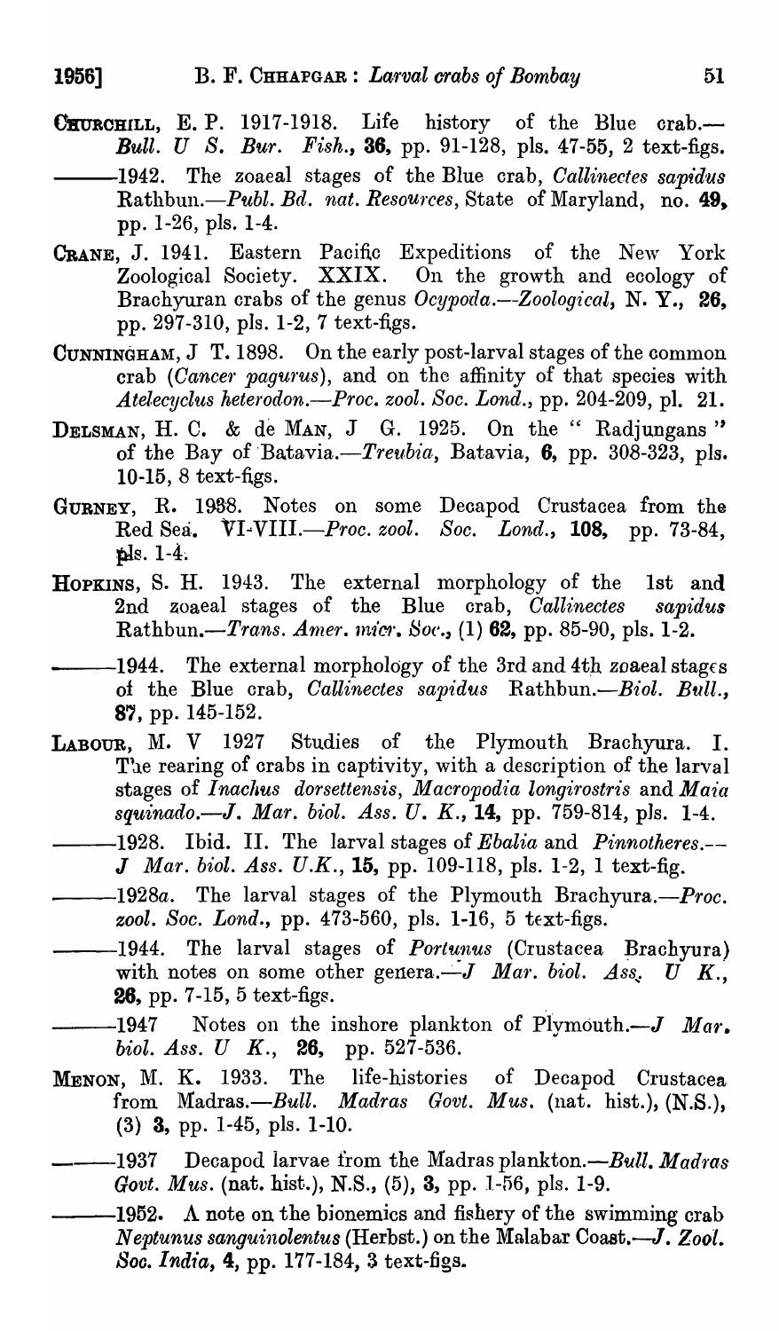CHURCHILL, E. P. 1917-1918. Life history of the Blue crab.—*Bull. U S. Bur. Fish.*, **36**, pp. 91-128, pls. 47-55, 2 text-figs.

———1942. The zoaeal stages of the Blue crab, *Callinectes sapidus* Rathbun.—*Publ. Bd. nat. Resources*, State of Maryland, no. **49**, pp. 1-26, pls. 1-4.

CRANE, J. 1941. Eastern Pacific Expeditions of the New York Zoological Society. XXIX. On the growth and ecology of Brachyuran crabs of the genus *Ocypoda*.—*Zoological*, N. Y., **26**, pp. 297-310, pls. 1-2, 7 text-figs.

CUNNINGHAM, J T. 1898. On the early post-larval stages of the common crab (*Cancer pagurus*), and on the affinity of that species with *Atelecyclus heterodon*.—*Proc. zool. Soc. Lond.*, pp. 204-209, pl. 21.

DELSMAN, H. C. & de MAN, J G. 1925. On the " Radjungans " of the Bay of Batavia.—*Treubia*, Batavia, **6**, pp. 308-323, pls. 10-15, 8 text-figs.

GURNEY, R. 1938. Notes on some Decapod Crustacea from the Red Sea. VI-VIII.—*Proc. zool. Soc. Lond.*, **108**, pp. 73-84, pls. 1-4.

HOPKINS, S. H. 1943. The external morphology of the 1st and 2nd zoaeal stages of the Blue crab, *Callinectes sapidus* Rathbun.—*Trans. Amer. micr. Soc.*, (1) **62**, pp. 85-90, pls. 1-2.

———1944. The external morphology of the 3rd and 4th zoaeal stages of the Blue crab, *Callinectes sapidus* Rathbun.—*Biol. Bull.*, **87**, pp. 145-152.

LABOUR, M. V 1927 Studies of the Plymouth Brachyura. I. The rearing of crabs in captivity, with a description of the larval stages of *Inachus dorsettensis*, *Macropodia longirostris* and *Maia squinado*.—*J. Mar. biol. Ass. U. K.*, **14**, pp. 759-814, pls. 1-4.

———1928. Ibid. II. The larval stages of *Ebalia* and *Pinnotheres*.—*J Mar. biol. Ass. U.K.*, **15**, pp. 109-118, pls. 1-2, 1 text-fig.

———1928*a*. The larval stages of the Plymouth Brachyura.—*Proc. zool. Soc. Lond.*, pp. 473-560, pls. 1-16, 5 text-figs.

———1944. The larval stages of *Portunus* (Crustacea Brachyura) with notes on some other genera.—*J Mar. biol. Ass. U K.*, **26**, pp. 7-15, 5 text-figs.

———1947 Notes on the inshore plankton of Plymouth.—*J Mar. biol. Ass. U K.*, **26**, pp. 527-536.

MENON, M. K. 1933. The life-histories of Decapod Crustacea from Madras.—*Bull. Madras Govt. Mus.* (nat. hist.), (N.S.), (3) **3**, pp. 1-45, pls. 1-10.

———1937 Decapod larvae from the Madras plankton.—*Bull. Madras Govt. Mus.* (nat. hist.), N.S., (5), **3**, pp. 1-56, pls. 1-9.

———1952. A note on the bionomics and fishery of the swimming crab *Neptunus sanguinolentus* (Herbst.) on the Malabar Coast.—*J. Zool. Soc. India*, **4**, pp. 177-184, 3 text-figs.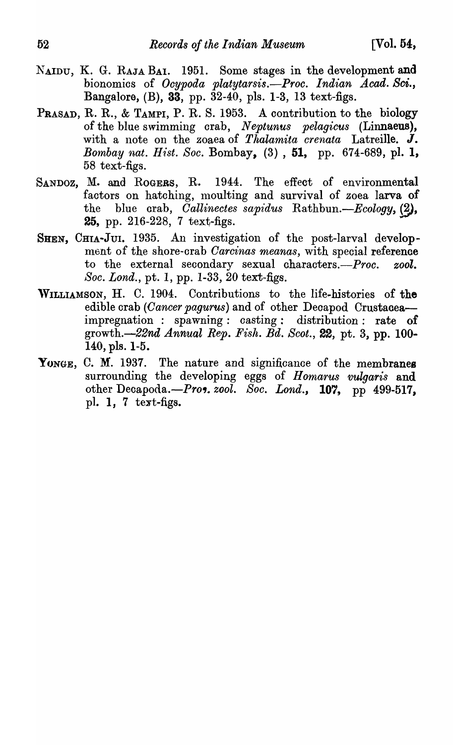NAIDU, K. G. RAJA BAI. 1951. Some stages in the development and bionomics of *Ocypoda platytarsis*.—*Proc. Indian Acad. Sci.*, Bangalore, (B), **33**, pp. 32-40, pls. 1-3, 13 text-figs.

PRASAD, R. R., & TAMPI, P. R. S. 1953. A contribution to the biology of the blue swimming crab, *Neptunus pelagicus* (Linnaeus), with a note on the zoaea of *Thalamita crenata* Latreille. *J. Bombay nat. Hist. Soc.* Bombay, (3), **51**, pp. 674-689, pl. **1**, 58 text-figs.

SANDOZ, M. and ROGERS, R. 1944. The effect of environmental factors on hatching, moulting and survival of zoea larva of the blue crab, *Callinectes sapidus* Rathbun.—*Ecology*, (2), **25**, pp. 216-228, 7 text-figs.

SHEN, CHIA-JUI. 1935. An investigation of the post-larval development of the shore-crab *Carcinas meanas*, with special reference to the external secondary sexual characters.—*Proc. zool. Soc. Lond.*, pt. 1, pp. 1-33, 20 text-figs.

WILLIAMSON, H. C. 1904. Contributions to the life-histories of the edible crab (*Cancer pagurus*) and of other Decapod Crustacea—impregnation : spawning : casting : distribution : rate of growth.—*22nd Annual Rep. Fish. Bd. Scot.*, **22**, pt. 3, pp. 100-140, pls. 1-5.

YONGE, C. M. 1937. The nature and significance of the membranes surrounding the developing eggs of *Homarus vulgaris* and other Decapoda.—*Pro*ɂ*. zool. Soc. Lond.*, **107**, pp 499-517, pl. **1**, 7 text-figs.